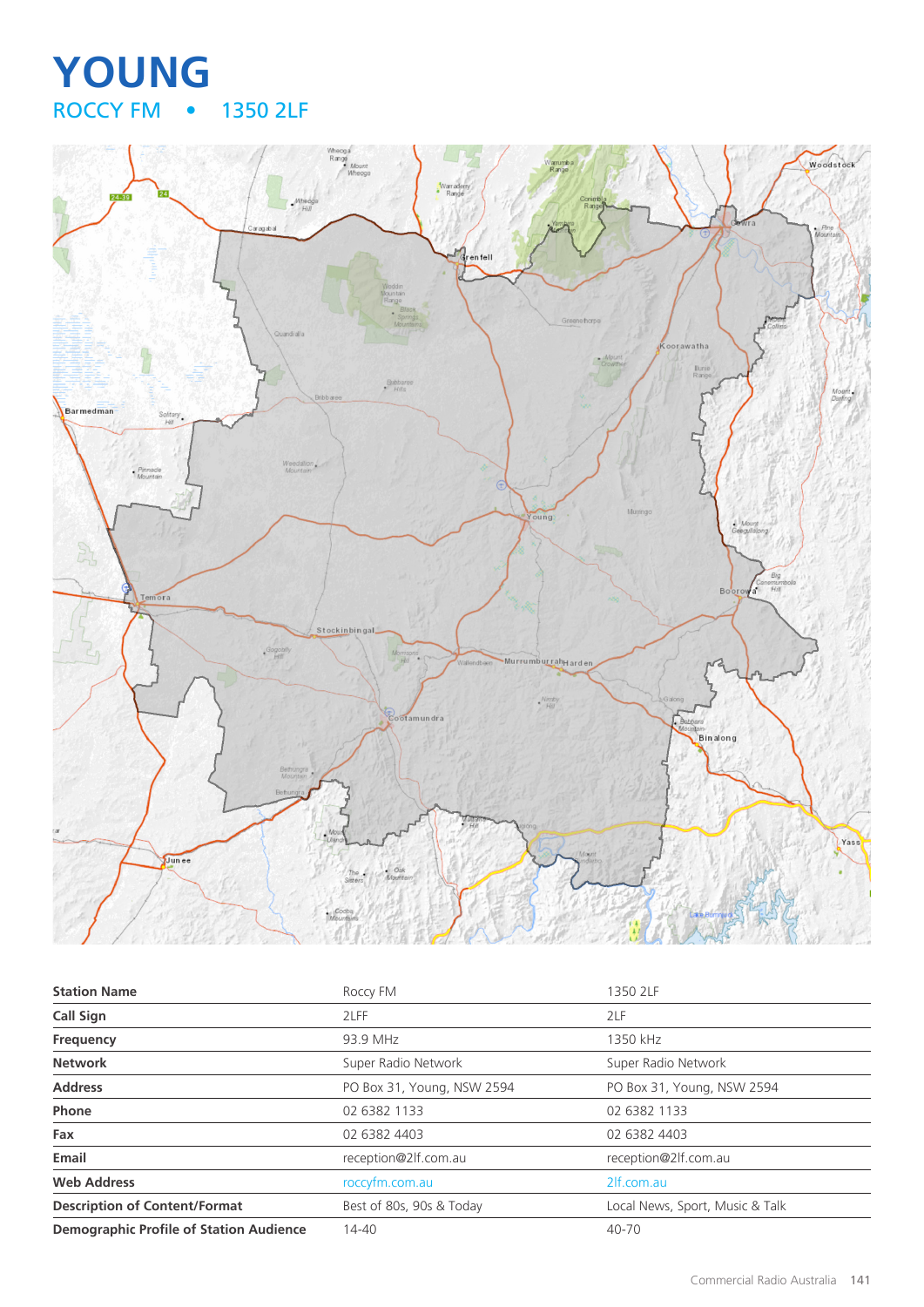# YOUNG

## ROCCY FM • 1350 2LF

| Station Name | Roccy FM | 1350 2LF |
| --- | --- | --- |
| Call Sign | 2LFF | 2LF |
| Frequency | 93.9 MHz | 1350 kHz |
| Network | Super Radio Network | Super Radio Network |
| Address | PO Box 31, Young, NSW 2594 | PO Box 31, Young, NSW 2594 |
| Phone | 02 6382 1133 | 02 6382 1133 |
| Fax | 02 6382 4403 | 02 6382 4403 |
| Email | reception@2lf.com.au | reception@2lf.com.au |
| Web Address | roccyfm.com.au | 2lf.com.au |
| Description of Content/Format | Best of 80s, 90s & Today | Local News, Sport, Music & Talk |
| Demographic Profile of Station Audience | 14-40 | 40-70 |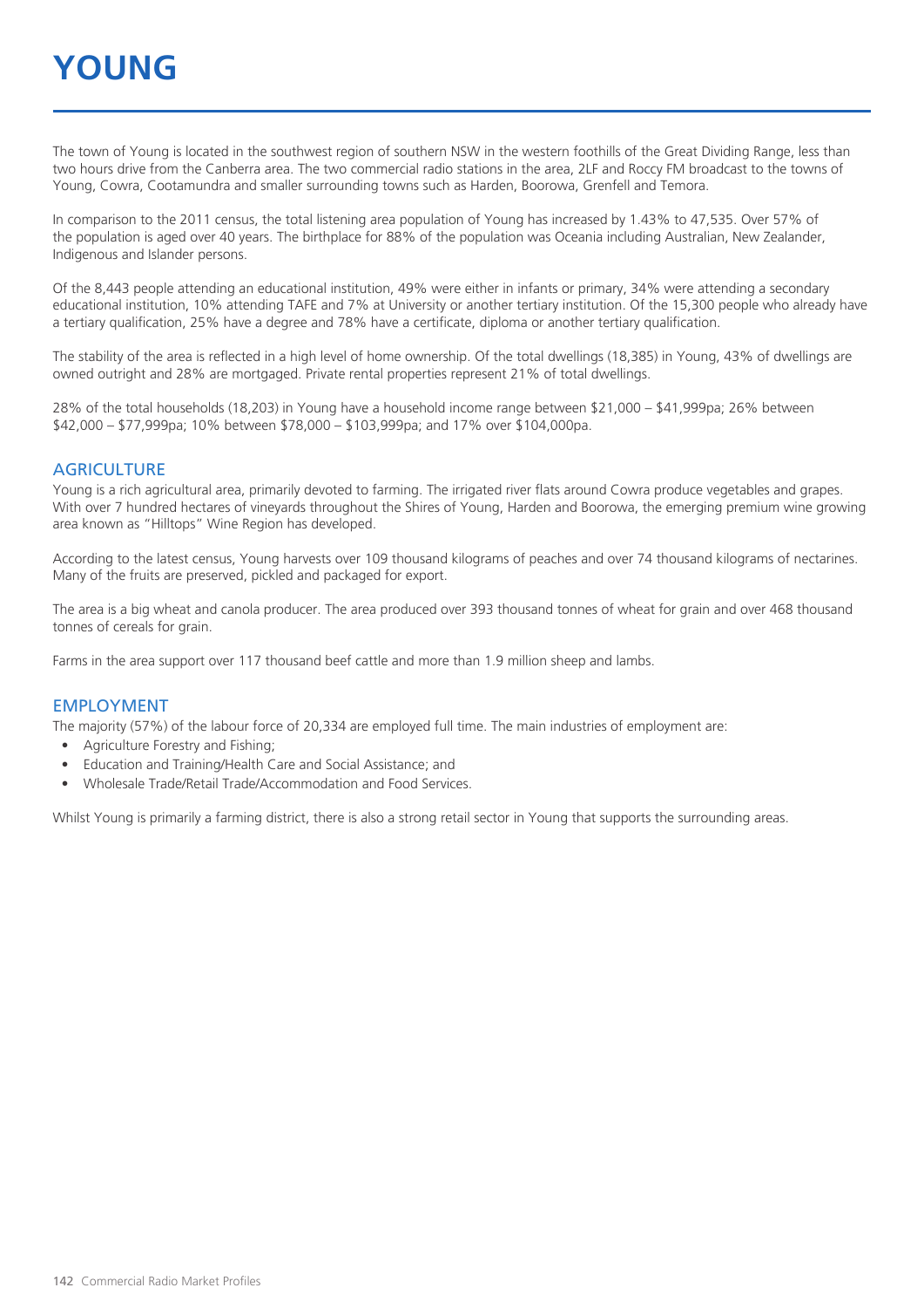# YOUNG

The town of Young is located in the southwest region of southern NSW in the western foothills of the Great Dividing Range, less than two hours drive from the Canberra area. The two commercial radio stations in the area, 2LF and Roccy FM broadcast to the towns of Young, Cowra, Cootamundra and smaller surrounding towns such as Harden, Boorowa, Grenfell and Temora.

In comparison to the 2011 census, the total listening area population of Young has increased by 1.43% to 47,535. Over 57% of the population is aged over 40 years. The birthplace for 88% of the population was Oceania including Australian, New Zealander, Indigenous and Islander persons.

Of the 8,443 people attending an educational institution, 49% were either in infants or primary, 34% were attending a secondary educational institution, 10% attending TAFE and 7% at University or another tertiary institution. Of the 15,300 people who already have a tertiary qualification, 25% have a degree and 78% have a certificate, diploma or another tertiary qualification.

The stability of the area is reflected in a high level of home ownership. Of the total dwellings (18,385) in Young, 43% of dwellings are owned outright and 28% are mortgaged. Private rental properties represent 21% of total dwellings.

28% of the total households (18,203) in Young have a household income range between $21,000 – $41,999pa; 26% between $42,000 – $77,999pa; 10% between $78,000 – $103,999pa; and 17% over $104,000pa.

## AGRICULTURE

Young is a rich agricultural area, primarily devoted to farming. The irrigated river flats around Cowra produce vegetables and grapes. With over 7 hundred hectares of vineyards throughout the Shires of Young, Harden and Boorowa, the emerging premium wine growing area known as "Hilltops" Wine Region has developed.

According to the latest census, Young harvests over 109 thousand kilograms of peaches and over 74 thousand kilograms of nectarines. Many of the fruits are preserved, pickled and packaged for export.

The area is a big wheat and canola producer. The area produced over 393 thousand tonnes of wheat for grain and over 468 thousand tonnes of cereals for grain.

Farms in the area support over 117 thousand beef cattle and more than 1.9 million sheep and lambs.

## EMPLOYMENT

The majority (57%) of the labour force of 20,334 are employed full time. The main industries of employment are:

- Agriculture Forestry and Fishing;
- Education and Training/Health Care and Social Assistance; and
- Wholesale Trade/Retail Trade/Accommodation and Food Services.

Whilst Young is primarily a farming district, there is also a strong retail sector in Young that supports the surrounding areas.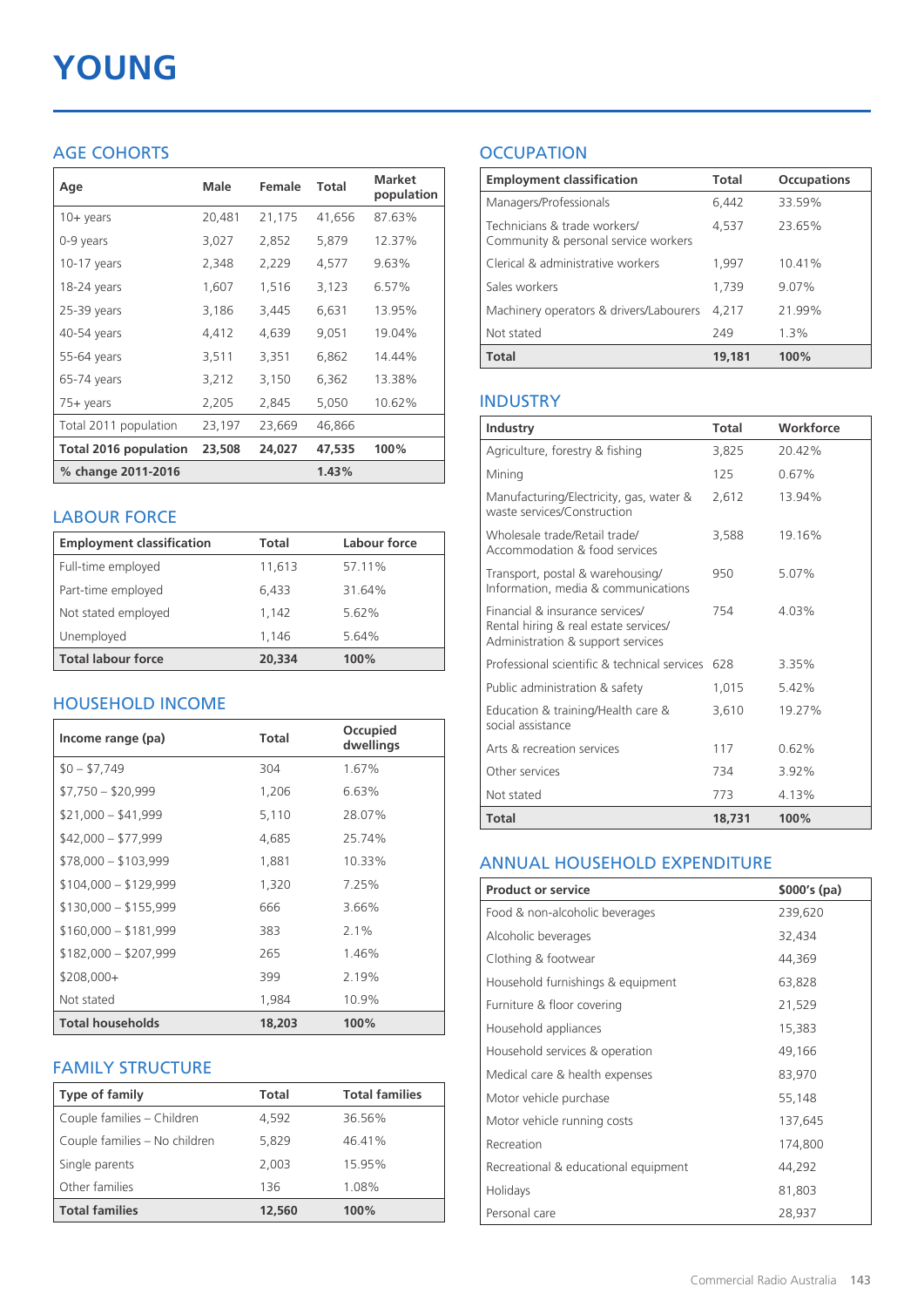# YOUNG

## AGE COHORTS

| Age | Male | Female | Total | Market population |
|---|---|---|---|---|
| 10+ years | 20,481 | 21,175 | 41,656 | 87.63% |
| 0-9 years | 3,027 | 2,852 | 5,879 | 12.37% |
| 10-17 years | 2,348 | 2,229 | 4,577 | 9.63% |
| 18-24 years | 1,607 | 1,516 | 3,123 | 6.57% |
| 25-39 years | 3,186 | 3,445 | 6,631 | 13.95% |
| 40-54 years | 4,412 | 4,639 | 9,051 | 19.04% |
| 55-64 years | 3,511 | 3,351 | 6,862 | 14.44% |
| 65-74 years | 3,212 | 3,150 | 6,362 | 13.38% |
| 75+ years | 2,205 | 2,845 | 5,050 | 10.62% |
| Total 2011 population | 23,197 | 23,669 | 46,866 | |
| **Total 2016 population** | **23,508** | **24,027** | **47,535** | **100%** |
| **% change 2011-2016** | | | **1.43%** | |

## LABOUR FORCE

| Employment classification | Total | Labour force |
|---|---|---|
| Full-time employed | 11,613 | 57.11% |
| Part-time employed | 6,433 | 31.64% |
| Not stated employed | 1,142 | 5.62% |
| Unemployed | 1,146 | 5.64% |
| **Total labour force** | **20,334** | **100%** |

## HOUSEHOLD INCOME

| Income range (pa) | Total | Occupied dwellings |
|---|---|---|
| $0 – $7,749 | 304 | 1.67% |
| $7,750 – $20,999 | 1,206 | 6.63% |
| $21,000 – $41,999 | 5,110 | 28.07% |
| $42,000 – $77,999 | 4,685 | 25.74% |
| $78,000 – $103,999 | 1,881 | 10.33% |
| $104,000 – $129,999 | 1,320 | 7.25% |
| $130,000 – $155,999 | 666 | 3.66% |
| $160,000 – $181,999 | 383 | 2.1% |
| $182,000 – $207,999 | 265 | 1.46% |
| $208,000+ | 399 | 2.19% |
| Not stated | 1,984 | 10.9% |
| **Total households** | **18,203** | **100%** |

## FAMILY STRUCTURE

| Type of family | Total | Total families |
|---|---|---|
| Couple families – Children | 4,592 | 36.56% |
| Couple families – No children | 5,829 | 46.41% |
| Single parents | 2,003 | 15.95% |
| Other families | 136 | 1.08% |
| **Total families** | **12,560** | **100%** |

## OCCUPATION

| Employment classification | Total | Occupations |
|---|---|---|
| Managers/Professionals | 6,442 | 33.59% |
| Technicians & trade workers/ Community & personal service workers | 4,537 | 23.65% |
| Clerical & administrative workers | 1,997 | 10.41% |
| Sales workers | 1,739 | 9.07% |
| Machinery operators & drivers/Labourers | 4,217 | 21.99% |
| Not stated | 249 | 1.3% |
| **Total** | **19,181** | **100%** |

## INDUSTRY

| Industry | Total | Workforce |
|---|---|---|
| Agriculture, forestry & fishing | 3,825 | 20.42% |
| Mining | 125 | 0.67% |
| Manufacturing/Electricity, gas, water & waste services/Construction | 2,612 | 13.94% |
| Wholesale trade/Retail trade/ Accommodation & food services | 3,588 | 19.16% |
| Transport, postal & warehousing/ Information, media & communications | 950 | 5.07% |
| Financial & insurance services/ Rental hiring & real estate services/ Administration & support services | 754 | 4.03% |
| Professional scientific & technical services | 628 | 3.35% |
| Public administration & safety | 1,015 | 5.42% |
| Education & training/Health care & social assistance | 3,610 | 19.27% |
| Arts & recreation services | 117 | 0.62% |
| Other services | 734 | 3.92% |
| Not stated | 773 | 4.13% |
| **Total** | **18,731** | **100%** |

## ANNUAL HOUSEHOLD EXPENDITURE

| Product or service | $000's (pa) |
|---|---|
| Food & non-alcoholic beverages | 239,620 |
| Alcoholic beverages | 32,434 |
| Clothing & footwear | 44,369 |
| Household furnishings & equipment | 63,828 |
| Furniture & floor covering | 21,529 |
| Household appliances | 15,383 |
| Household services & operation | 49,166 |
| Medical care & health expenses | 83,970 |
| Motor vehicle purchase | 55,148 |
| Motor vehicle running costs | 137,645 |
| Recreation | 174,800 |
| Recreational & educational equipment | 44,292 |
| Holidays | 81,803 |
| Personal care | 28,937 |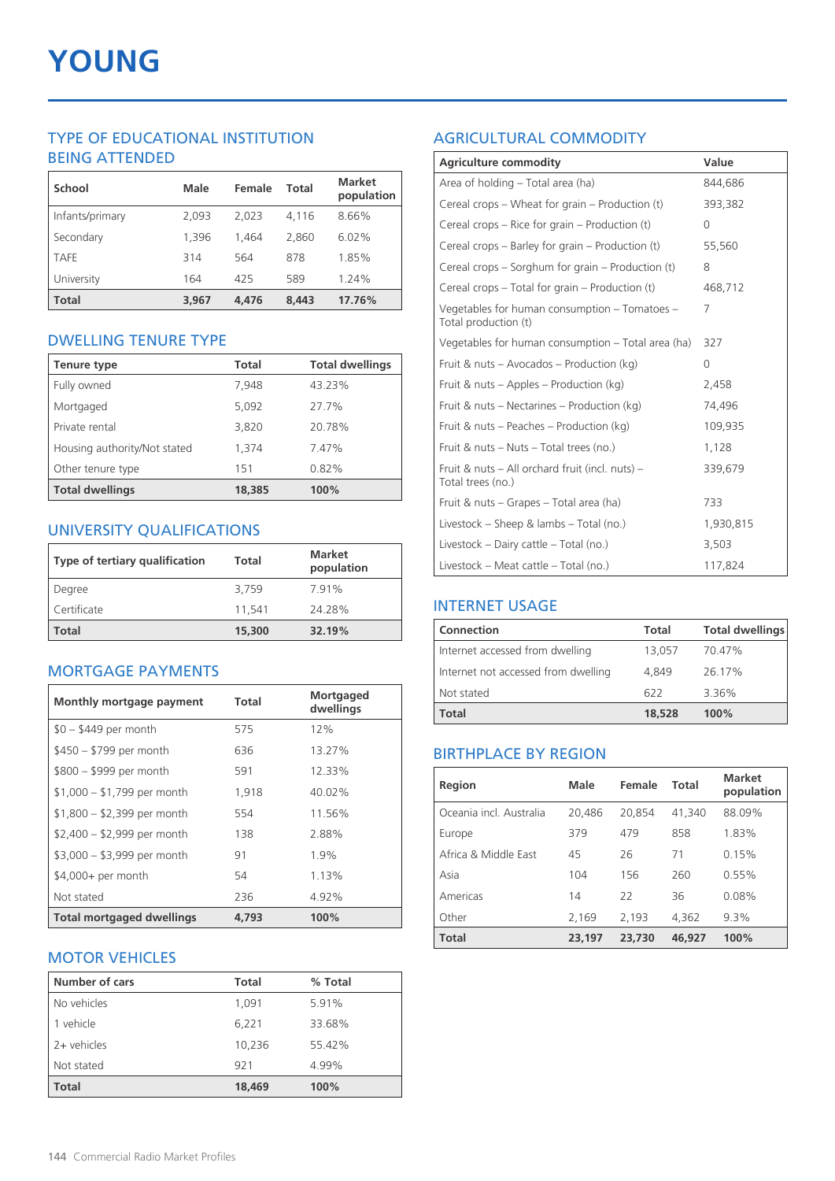# YOUNG

## TYPE OF EDUCATIONAL INSTITUTION BEING ATTENDED

| School | Male | Female | Total | Market population |
|---|---|---|---|---|
| Infants/primary | 2,093 | 2,023 | 4,116 | 8.66% |
| Secondary | 1,396 | 1,464 | 2,860 | 6.02% |
| TAFE | 314 | 564 | 878 | 1.85% |
| University | 164 | 425 | 589 | 1.24% |
| **Total** | **3,967** | **4,476** | **8,443** | **17.76%** |

## DWELLING TENURE TYPE

| Tenure type | Total | Total dwellings |
|---|---|---|
| Fully owned | 7,948 | 43.23% |
| Mortgaged | 5,092 | 27.7% |
| Private rental | 3,820 | 20.78% |
| Housing authority/Not stated | 1,374 | 7.47% |
| Other tenure type | 151 | 0.82% |
| **Total dwellings** | **18,385** | **100%** |

## UNIVERSITY QUALIFICATIONS

| Type of tertiary qualification | Total | Market population |
|---|---|---|
| Degree | 3,759 | 7.91% |
| Certificate | 11,541 | 24.28% |
| **Total** | **15,300** | **32.19%** |

## MORTGAGE PAYMENTS

| Monthly mortgage payment | Total | Mortgaged dwellings |
|---|---|---|
| $0 – $449 per month | 575 | 12% |
| $450 – $799 per month | 636 | 13.27% |
| $800 – $999 per month | 591 | 12.33% |
| $1,000 – $1,799 per month | 1,918 | 40.02% |
| $1,800 – $2,399 per month | 554 | 11.56% |
| $2,400 – $2,999 per month | 138 | 2.88% |
| $3,000 – $3,999 per month | 91 | 1.9% |
| $4,000+ per month | 54 | 1.13% |
| Not stated | 236 | 4.92% |
| **Total mortgaged dwellings** | **4,793** | **100%** |

## MOTOR VEHICLES

| Number of cars | Total | % Total |
|---|---|---|
| No vehicles | 1,091 | 5.91% |
| 1 vehicle | 6,221 | 33.68% |
| 2+ vehicles | 10,236 | 55.42% |
| Not stated | 921 | 4.99% |
| **Total** | **18,469** | **100%** |

## AGRICULTURAL COMMODITY

| Agriculture commodity | Value |
|---|---|
| Area of holding – Total area (ha) | 844,686 |
| Cereal crops – Wheat for grain – Production (t) | 393,382 |
| Cereal crops – Rice for grain – Production (t) | 0 |
| Cereal crops – Barley for grain – Production (t) | 55,560 |
| Cereal crops – Sorghum for grain – Production (t) | 8 |
| Cereal crops – Total for grain – Production (t) | 468,712 |
| Vegetables for human consumption – Tomatoes – Total production (t) | 7 |
| Vegetables for human consumption – Total area (ha) | 327 |
| Fruit & nuts – Avocados – Production (kg) | 0 |
| Fruit & nuts – Apples – Production (kg) | 2,458 |
| Fruit & nuts – Nectarines – Production (kg) | 74,496 |
| Fruit & nuts – Peaches – Production (kg) | 109,935 |
| Fruit & nuts – Nuts – Total trees (no.) | 1,128 |
| Fruit & nuts – All orchard fruit (incl. nuts) – Total trees (no.) | 339,679 |
| Fruit & nuts – Grapes – Total area (ha) | 733 |
| Livestock – Sheep & lambs – Total (no.) | 1,930,815 |
| Livestock – Dairy cattle – Total (no.) | 3,503 |
| Livestock – Meat cattle – Total (no.) | 117,824 |

## INTERNET USAGE

| Connection | Total | Total dwellings |
|---|---|---|
| Internet accessed from dwelling | 13,057 | 70.47% |
| Internet not accessed from dwelling | 4,849 | 26.17% |
| Not stated | 622 | 3.36% |
| **Total** | **18,528** | **100%** |

## BIRTHPLACE BY REGION

| Region | Male | Female | Total | Market population |
|---|---|---|---|---|
| Oceania incl. Australia | 20,486 | 20,854 | 41,340 | 88.09% |
| Europe | 379 | 479 | 858 | 1.83% |
| Africa & Middle East | 45 | 26 | 71 | 0.15% |
| Asia | 104 | 156 | 260 | 0.55% |
| Americas | 14 | 22 | 36 | 0.08% |
| Other | 2,169 | 2,193 | 4,362 | 9.3% |
| **Total** | **23,197** | **23,730** | **46,927** | **100%** |